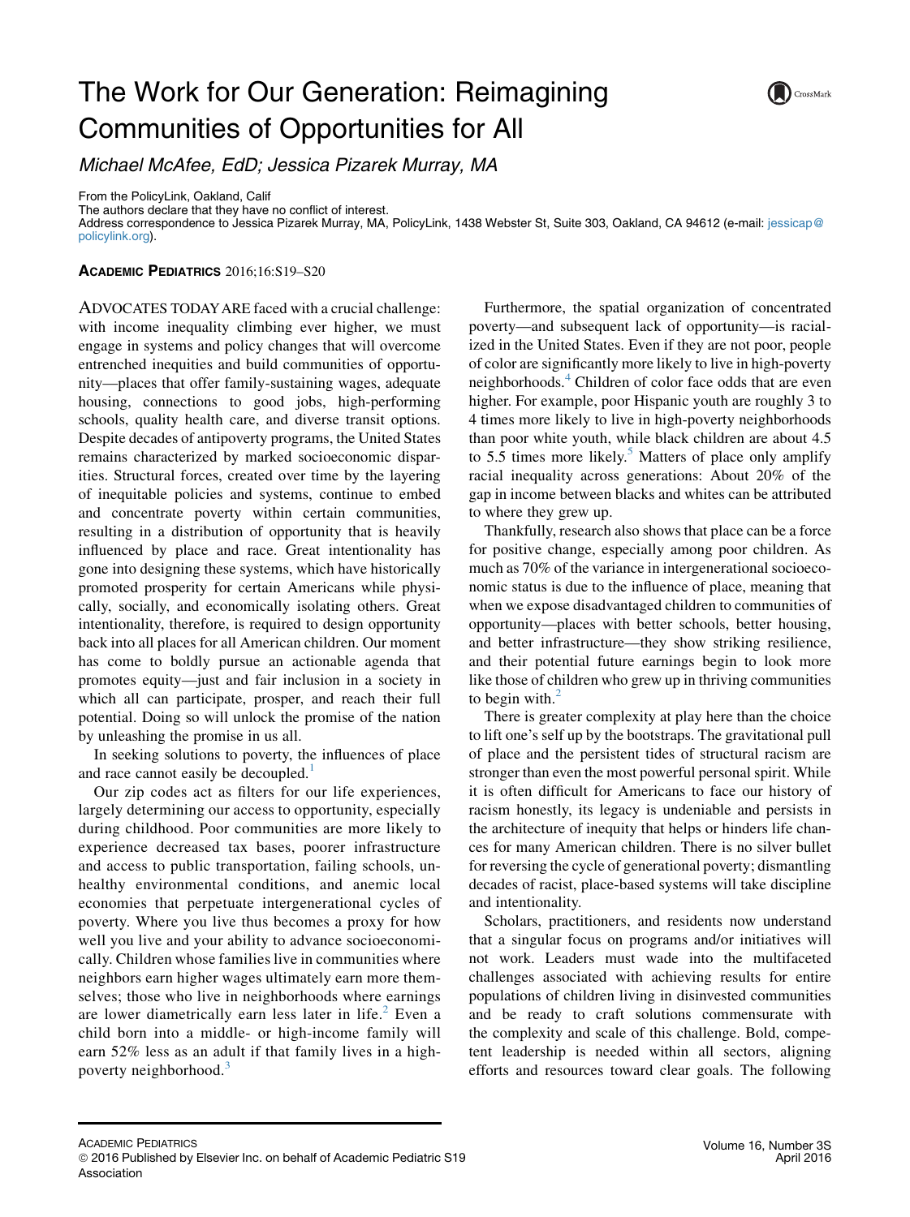# The Work for Our Generation: Reimagining Communities of Opportunities for All

*Michael McAfee, EdD; Jessica Pizarek Murray, MA*

From the PolicyLink, Oakland, Calif
The authors declare that they have no conflict of interest.
Address correspondence to Jessica Pizarek Murray, MA, PolicyLink, 1438 Webster St, Suite 303, Oakland, CA 94612 (e-mail: jessicap@policylink.org).

**ACADEMIC PEDIATRICS** 2016;16:S19–S20

ADVOCATES TODAY ARE faced with a crucial challenge: with income inequality climbing ever higher, we must engage in systems and policy changes that will overcome entrenched inequities and build communities of opportunity—places that offer family-sustaining wages, adequate housing, connections to good jobs, high-performing schools, quality health care, and diverse transit options. Despite decades of antipoverty programs, the United States remains characterized by marked socioeconomic disparities. Structural forces, created over time by the layering of inequitable policies and systems, continue to embed and concentrate poverty within certain communities, resulting in a distribution of opportunity that is heavily influenced by place and race. Great intentionality has gone into designing these systems, which have historically promoted prosperity for certain Americans while physically, socially, and economically isolating others. Great intentionality, therefore, is required to design opportunity back into all places for all American children. Our moment has come to boldly pursue an actionable agenda that promotes equity—just and fair inclusion in a society in which all can participate, prosper, and reach their full potential. Doing so will unlock the promise of the nation by unleashing the promise in us all.

In seeking solutions to poverty, the influences of place and race cannot easily be decoupled.[1]

Our zip codes act as filters for our life experiences, largely determining our access to opportunity, especially during childhood. Poor communities are more likely to experience decreased tax bases, poorer infrastructure and access to public transportation, failing schools, unhealthy environmental conditions, and anemic local economies that perpetuate intergenerational cycles of poverty. Where you live thus becomes a proxy for how well you live and your ability to advance socioeconomically. Children whose families live in communities where neighbors earn higher wages ultimately earn more themselves; those who live in neighborhoods where earnings are lower diametrically earn less later in life.[2] Even a child born into a middle- or high-income family will earn 52% less as an adult if that family lives in a high-poverty neighborhood.[3]

Furthermore, the spatial organization of concentrated poverty—and subsequent lack of opportunity—is racialized in the United States. Even if they are not poor, people of color are significantly more likely to live in high-poverty neighborhoods.[4] Children of color face odds that are even higher. For example, poor Hispanic youth are roughly 3 to 4 times more likely to live in high-poverty neighborhoods than poor white youth, while black children are about 4.5 to 5.5 times more likely.[5] Matters of place only amplify racial inequality across generations: About 20% of the gap in income between blacks and whites can be attributed to where they grew up.

Thankfully, research also shows that place can be a force for positive change, especially among poor children. As much as 70% of the variance in intergenerational socioeconomic status is due to the influence of place, meaning that when we expose disadvantaged children to communities of opportunity—places with better schools, better housing, and better infrastructure—they show striking resilience, and their potential future earnings begin to look more like those of children who grew up in thriving communities to begin with.[2]

There is greater complexity at play here than the choice to lift one's self up by the bootstraps. The gravitational pull of place and the persistent tides of structural racism are stronger than even the most powerful personal spirit. While it is often difficult for Americans to face our history of racism honestly, its legacy is undeniable and persists in the architecture of inequity that helps or hinders life chances for many American children. There is no silver bullet for reversing the cycle of generational poverty; dismantling decades of racist, place-based systems will take discipline and intentionality.

Scholars, practitioners, and residents now understand that a singular focus on programs and/or initiatives will not work. Leaders must wade into the multifaceted challenges associated with achieving results for entire populations of children living in disinvested communities and be ready to craft solutions commensurate with the complexity and scale of this challenge. Bold, competent leadership is needed within all sectors, aligning efforts and resources toward clear goals. The following

© 2016 Published by Elsevier Inc. on behalf of Academic Pediatric Association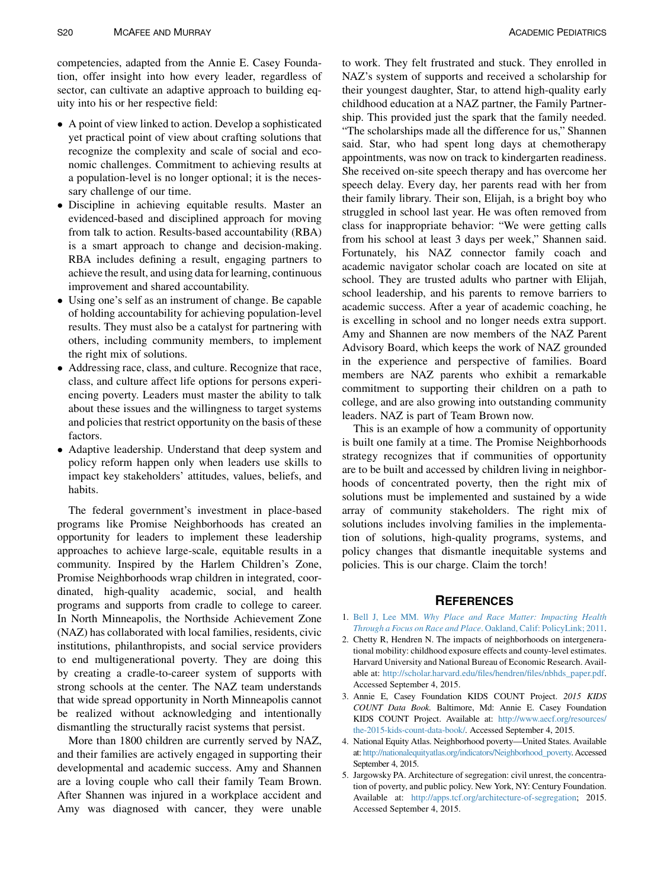competencies, adapted from the Annie E. Casey Foundation, offer insight into how every leader, regardless of sector, can cultivate an adaptive approach to building equity into his or her respective field:

- A point of view linked to action. Develop a sophisticated yet practical point of view about crafting solutions that recognize the complexity and scale of social and economic challenges. Commitment to achieving results at a population-level is no longer optional; it is the necessary challenge of our time.
- Discipline in achieving equitable results. Master an evidenced-based and disciplined approach for moving from talk to action. Results-based accountability (RBA) is a smart approach to change and decision-making. RBA includes defining a result, engaging partners to achieve the result, and using data for learning, continuous improvement and shared accountability.
- Using one's self as an instrument of change. Be capable of holding accountability for achieving population-level results. They must also be a catalyst for partnering with others, including community members, to implement the right mix of solutions.
- Addressing race, class, and culture. Recognize that race, class, and culture affect life options for persons experiencing poverty. Leaders must master the ability to talk about these issues and the willingness to target systems and policies that restrict opportunity on the basis of these factors.
- Adaptive leadership. Understand that deep system and policy reform happen only when leaders use skills to impact key stakeholders' attitudes, values, beliefs, and habits.

The federal government's investment in place-based programs like Promise Neighborhoods has created an opportunity for leaders to implement these leadership approaches to achieve large-scale, equitable results in a community. Inspired by the Harlem Children's Zone, Promise Neighborhoods wrap children in integrated, coordinated, high-quality academic, social, and health programs and supports from cradle to college to career. In North Minneapolis, the Northside Achievement Zone (NAZ) has collaborated with local families, residents, civic institutions, philanthropists, and social service providers to end multigenerational poverty. They are doing this by creating a cradle-to-career system of supports with strong schools at the center. The NAZ team understands that wide spread opportunity in North Minneapolis cannot be realized without acknowledging and intentionally dismantling the structurally racist systems that persist.

More than 1800 children are currently served by NAZ, and their families are actively engaged in supporting their developmental and academic success. Amy and Shannen are a loving couple who call their family Team Brown. After Shannen was injured in a workplace accident and Amy was diagnosed with cancer, they were unable to work. They felt frustrated and stuck. They enrolled in NAZ's system of supports and received a scholarship for their youngest daughter, Star, to attend high-quality early childhood education at a NAZ partner, the Family Partnership. This provided just the spark that the family needed. "The scholarships made all the difference for us," Shannen said. Star, who had spent long days at chemotherapy appointments, was now on track to kindergarten readiness. She received on-site speech therapy and has overcome her speech delay. Every day, her parents read with her from their family library. Their son, Elijah, is a bright boy who struggled in school last year. He was often removed from class for inappropriate behavior: "We were getting calls from his school at least 3 days per week," Shannen said. Fortunately, his NAZ connector family coach and academic navigator scholar coach are located on site at school. They are trusted adults who partner with Elijah, school leadership, and his parents to remove barriers to academic success. After a year of academic coaching, he is excelling in school and no longer needs extra support. Amy and Shannen are now members of the NAZ Parent Advisory Board, which keeps the work of NAZ grounded in the experience and perspective of families. Board members are NAZ parents who exhibit a remarkable commitment to supporting their children on a path to college, and are also growing into outstanding community leaders. NAZ is part of Team Brown now.

This is an example of how a community of opportunity is built one family at a time. The Promise Neighborhoods strategy recognizes that if communities of opportunity are to be built and accessed by children living in neighborhoods of concentrated poverty, then the right mix of solutions must be implemented and sustained by a wide array of community stakeholders. The right mix of solutions includes involving families in the implementation of solutions, high-quality programs, systems, and policy changes that dismantle inequitable systems and policies. This is our charge. Claim the torch!

## References

1. Bell J, Lee MM. *Why Place and Race Matter: Impacting Health Through a Focus on Race and Place*. Oakland, Calif: PolicyLink; 2011.
2. Chetty R, Hendren N. The impacts of neighborhoods on intergenerational mobility: childhood exposure effects and county-level estimates. Harvard University and National Bureau of Economic Research. Available at: http://scholar.harvard.edu/files/hendren/files/nbhds_paper.pdf. Accessed September 4, 2015.
3. Annie E, Casey Foundation KIDS COUNT Project. *2015 KIDS COUNT Data Book.* Baltimore, Md: Annie E. Casey Foundation KIDS COUNT Project. Available at: http://www.aecf.org/resources/the-2015-kids-count-data-book/. Accessed September 4, 2015.
4. National Equity Atlas. Neighborhood poverty—United States. Available at: http://nationalequityatlas.org/indicators/Neighborhood_poverty. Accessed September 4, 2015.
5. Jargowsky PA. Architecture of segregation: civil unrest, the concentration of poverty, and public policy. New York, NY: Century Foundation. Available at: http://apps.tcf.org/architecture-of-segregation; 2015. Accessed September 4, 2015.